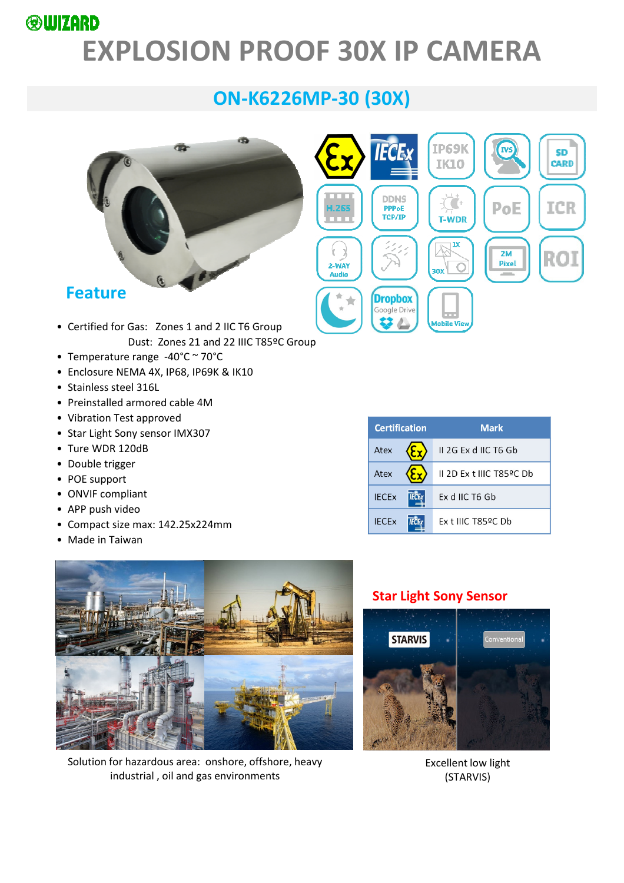WIZARD

# EXPLOSION PROOF 30X IP CAMERA

## ON-K6226MP-30 (30X)

## Feature

- Certified for Gas: Zones 1 and 2 IIC T6 Group
  Dust: Zones 21 and 22 IIIC T85ºC Group
- Temperature range -40°C ~ 70°C
- Enclosure NEMA 4X, IP68, IP69K & IK10
- Stainless steel 316L
- Preinstalled armored cable 4M
- Vibration Test approved
- Star Light Sony sensor IMX307
- Ture WDR 120dB
- Double trigger
- POE support
- ONVIF compliant
- APP push video
- Compact size max: 142.25x224mm
- Made in Taiwan

| Certification | Mark |
|---|---|
| Atex | II 2G Ex d IIC T6 Gb |
| Atex | II 2D Ex t IIIC T85ºC Db |
| IECEx | Ex d IIC T6 Gb |
| IECEx | Ex t IIIC T85ºC Db |

Solution for hazardous area: onshore, offshore, heavy industrial , oil and gas environments

## Star Light Sony Sensor

Excellent low light (STARVIS)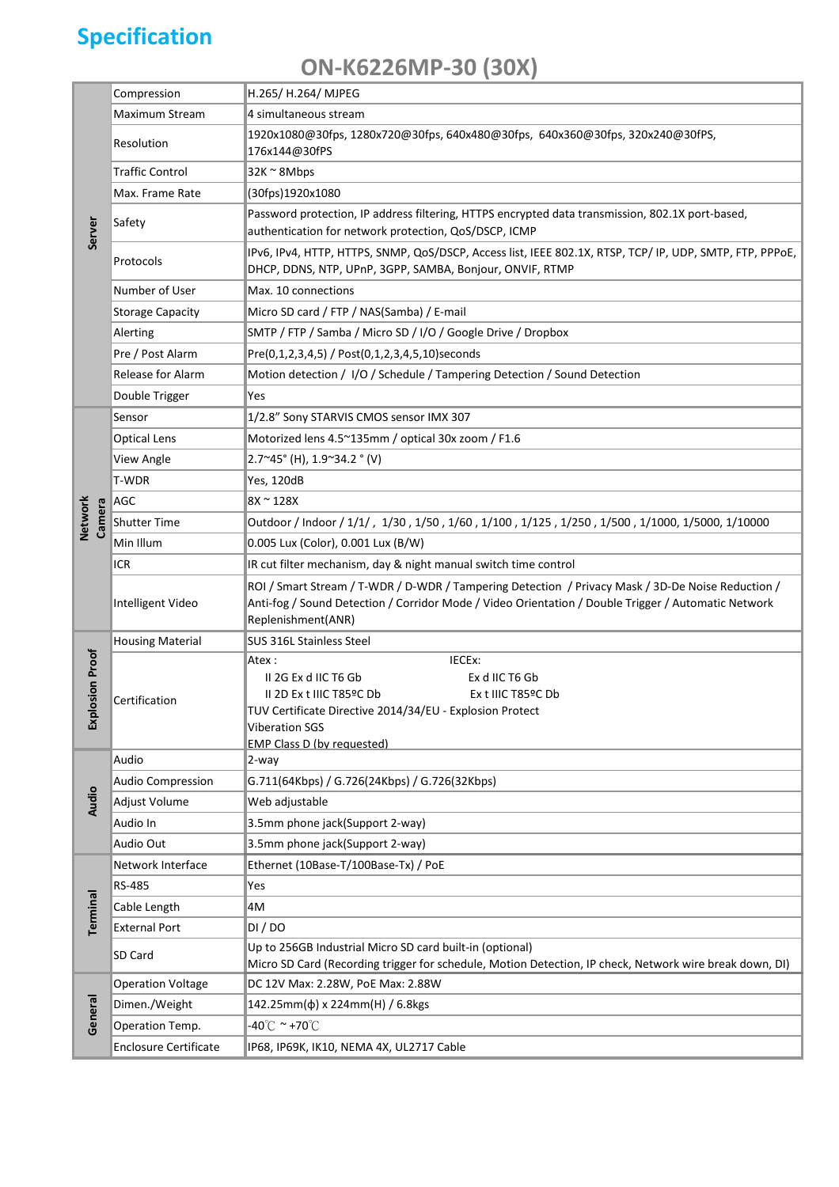## Specification

### ON-K6226MP-30 (30X)

| | | |
|---|---|---|
| Server | Compression | H.265/ H.264/ MJPEG |
| | Maximum Stream | 4 simultaneous stream |
| | Resolution | 1920x1080@30fps, 1280x720@30fps, 640x480@30fps, 640x360@30fps, 320x240@30fPS, 176x144@30fPS |
| | Traffic Control | 32K ~ 8Mbps |
| | Max. Frame Rate | (30fps)1920x1080 |
| | Safety | Password protection, IP address filtering, HTTPS encrypted data transmission, 802.1X port-based, authentication for network protection, QoS/DSCP, ICMP |
| | Protocols | IPv6, IPv4, HTTP, HTTPS, SNMP, QoS/DSCP, Access list, IEEE 802.1X, RTSP, TCP/ IP, UDP, SMTP, FTP, PPPoE, DHCP, DDNS, NTP, UPnP, 3GPP, SAMBA, Bonjour, ONVIF, RTMP |
| | Number of User | Max. 10 connections |
| | Storage Capacity | Micro SD card / FTP / NAS(Samba) / E-mail |
| | Alerting | SMTP / FTP / Samba / Micro SD / I/O / Google Drive / Dropbox |
| | Pre / Post Alarm | Pre(0,1,2,3,4,5) / Post(0,1,2,3,4,5,10)seconds |
| | Release for Alarm | Motion detection / I/O / Schedule / Tampering Detection / Sound Detection |
| | Double Trigger | Yes |
| Network Camera | Sensor | 1/2.8" Sony STARVIS CMOS sensor IMX 307 |
| | Optical Lens | Motorized lens 4.5~135mm / optical 30x zoom / F1.6 |
| | View Angle | 2.7~45° (H), 1.9~34.2 ° (V) |
| | T-WDR | Yes, 120dB |
| | AGC | 8X ~ 128X |
| | Shutter Time | Outdoor / Indoor / 1/1/ , 1/30 , 1/50 , 1/60 , 1/100 , 1/125 , 1/250 , 1/500 , 1/1000, 1/5000, 1/10000 |
| | Min Illum | 0.005 Lux (Color), 0.001 Lux (B/W) |
| | ICR | IR cut filter mechanism, day & night manual switch time control |
| | Intelligent Video | ROI / Smart Stream / T-WDR / D-WDR / Tampering Detection / Privacy Mask / 3D-De Noise Reduction / Anti-fog / Sound Detection / Corridor Mode / Video Orientation / Double Trigger / Automatic Network Replenishment(ANR) |
| Explosion Proof | Housing Material | SUS 316L Stainless Steel |
| | Certification | Atex : II 2G Ex d IIC T6 Gb; II 2D Ex t IIIC T85ºC Db<br>IECEx: Ex d IIC T6 Gb; Ex t IIIC T85ºC Db<br>TUV Certificate Directive 2014/34/EU - Explosion Protect<br>Viberation SGS<br>EMP Class D (by requested) |
| Audio | Audio | 2-way |
| | Audio Compression | G.711(64Kbps) / G.726(24Kbps) / G.726(32Kbps) |
| | Adjust Volume | Web adjustable |
| | Audio In | 3.5mm phone jack(Support 2-way) |
| | Audio Out | 3.5mm phone jack(Support 2-way) |
| Terminal | Network Interface | Ethernet (10Base-T/100Base-Tx) / PoE |
| | RS-485 | Yes |
| | Cable Length | 4M |
| | External Port | DI / DO |
| | SD Card | Up to 256GB Industrial Micro SD card built-in (optional)<br>Micro SD Card (Recording trigger for schedule, Motion Detection, IP check, Network wire break down, DI) |
| General | Operation Voltage | DC 12V Max: 2.28W, PoE Max: 2.88W |
| | Dimen./Weight | 142.25mm(ф) x 224mm(H) / 6.8kgs |
| | Operation Temp. | -40℃ ~ +70℃ |
| | Enclosure Certificate | IP68, IP69K, IK10, NEMA 4X, UL2717 Cable |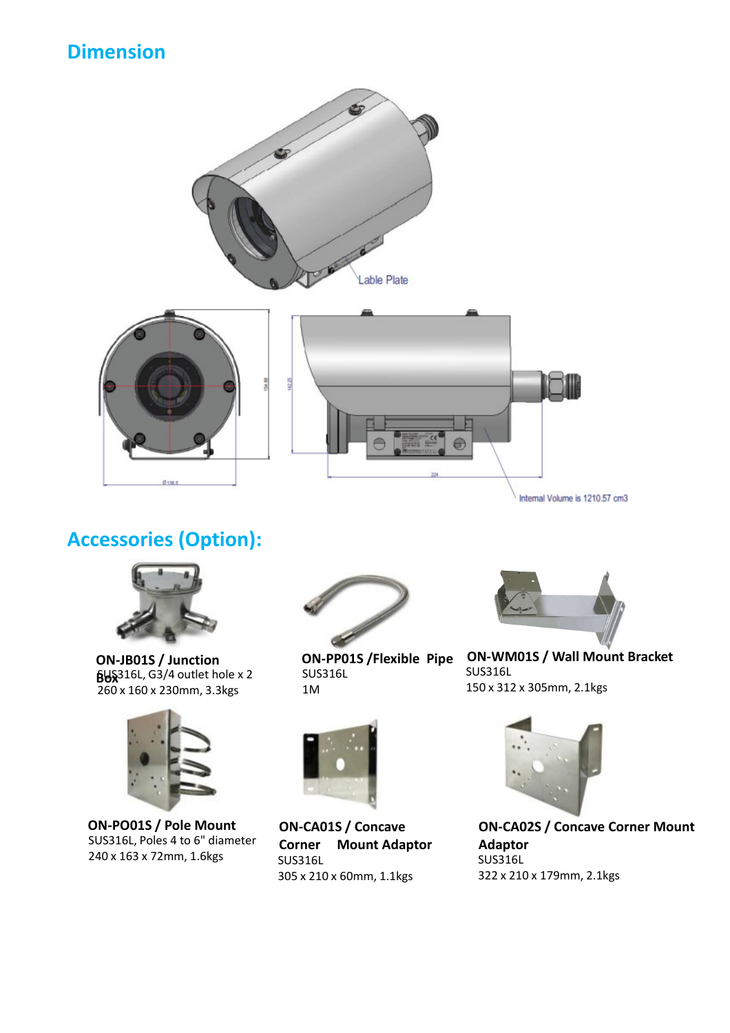## Dimension

Lable Plate

154.88

142.25

Ø138.5

224

Internal Volume is 1210.57 cm3

## Accessories (Option):

**ON-JB01S / Junction Box**
SUS316L, G3/4 outlet hole x 2
260 x 160 x 230mm, 3.3kgs

**ON-PP01S /Flexible Pipe**
SUS316L
1M

**ON-WM01S / Wall Mount Bracket**
SUS316L
150 x 312 x 305mm, 2.1kgs

**ON-PO01S / Pole Mount**
SUS316L, Poles 4 to 6" diameter
240 x 163 x 72mm, 1.6kgs

**ON-CA01S / Concave Corner Mount Adaptor**
SUS316L
305 x 210 x 60mm, 1.1kgs

**ON-CA02S / Concave Corner Mount Adaptor**
SUS316L
322 x 210 x 179mm, 2.1kgs